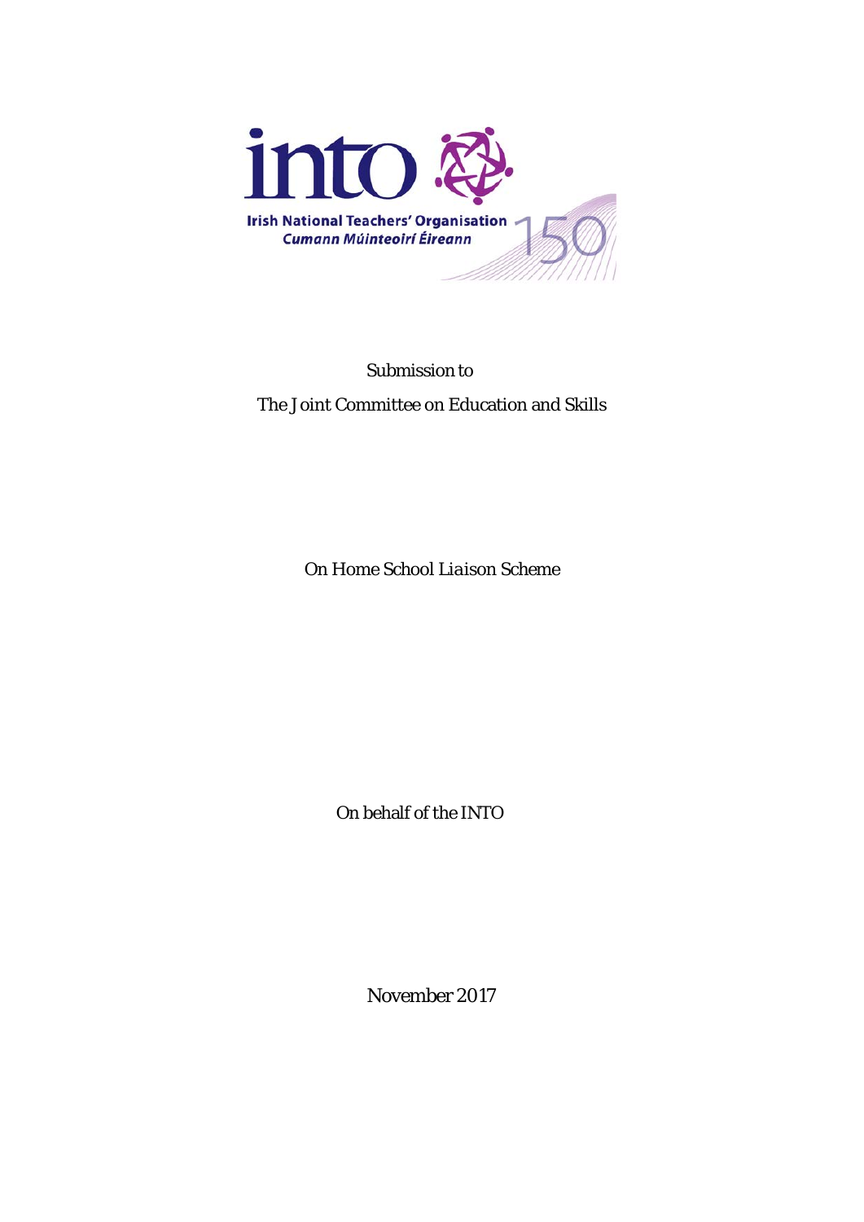into

Irish National Teachers' Organisation
*Cumann Múinteoirí Éireann*

150

Submission to

The Joint Committee on Education and Skills

On Home School *Liaison* Scheme

On behalf of the INTO

November 2017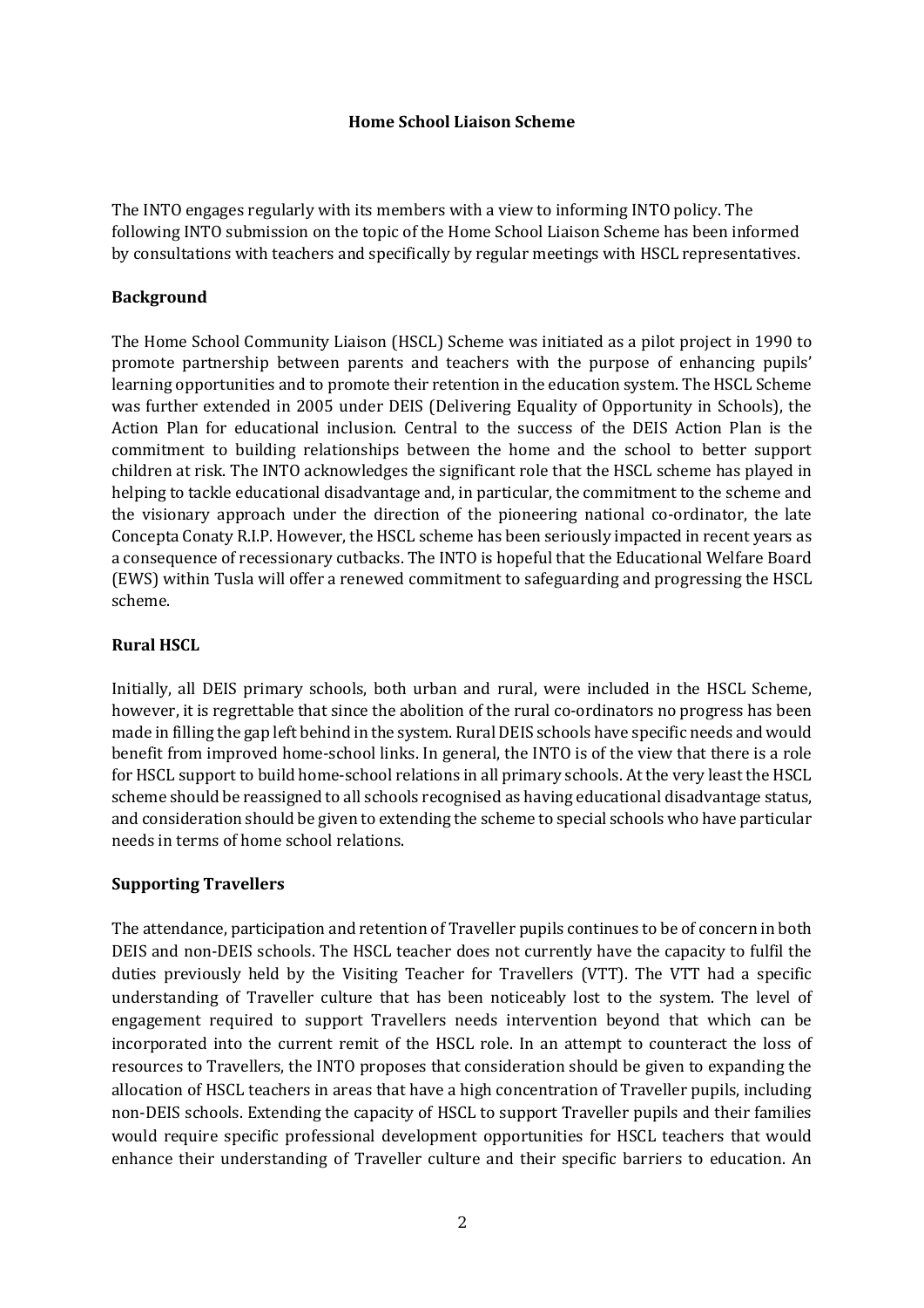## Home School Liaison Scheme

The INTO engages regularly with its members with a view to informing INTO policy. The following INTO submission on the topic of the Home School Liaison Scheme has been informed by consultations with teachers and specifically by regular meetings with HSCL representatives.

### Background

The Home School Community Liaison (HSCL) Scheme was initiated as a pilot project in 1990 to promote partnership between parents and teachers with the purpose of enhancing pupils' learning opportunities and to promote their retention in the education system. The HSCL Scheme was further extended in 2005 under DEIS (Delivering Equality of Opportunity in Schools), the Action Plan for educational inclusion. Central to the success of the DEIS Action Plan is the commitment to building relationships between the home and the school to better support children at risk. The INTO acknowledges the significant role that the HSCL scheme has played in helping to tackle educational disadvantage and, in particular, the commitment to the scheme and the visionary approach under the direction of the pioneering national co-ordinator, the late Concepta Conaty R.I.P. However, the HSCL scheme has been seriously impacted in recent years as a consequence of recessionary cutbacks. The INTO is hopeful that the Educational Welfare Board (EWS) within Tusla will offer a renewed commitment to safeguarding and progressing the HSCL scheme.

### Rural HSCL

Initially, all DEIS primary schools, both urban and rural, were included in the HSCL Scheme, however, it is regrettable that since the abolition of the rural co-ordinators no progress has been made in filling the gap left behind in the system. Rural DEIS schools have specific needs and would benefit from improved home-school links. In general, the INTO is of the view that there is a role for HSCL support to build home-school relations in all primary schools. At the very least the HSCL scheme should be reassigned to all schools recognised as having educational disadvantage status, and consideration should be given to extending the scheme to special schools who have particular needs in terms of home school relations.

### Supporting Travellers

The attendance, participation and retention of Traveller pupils continues to be of concern in both DEIS and non-DEIS schools. The HSCL teacher does not currently have the capacity to fulfil the duties previously held by the Visiting Teacher for Travellers (VTT). The VTT had a specific understanding of Traveller culture that has been noticeably lost to the system. The level of engagement required to support Travellers needs intervention beyond that which can be incorporated into the current remit of the HSCL role. In an attempt to counteract the loss of resources to Travellers, the INTO proposes that consideration should be given to expanding the allocation of HSCL teachers in areas that have a high concentration of Traveller pupils, including non-DEIS schools. Extending the capacity of HSCL to support Traveller pupils and their families would require specific professional development opportunities for HSCL teachers that would enhance their understanding of Traveller culture and their specific barriers to education. An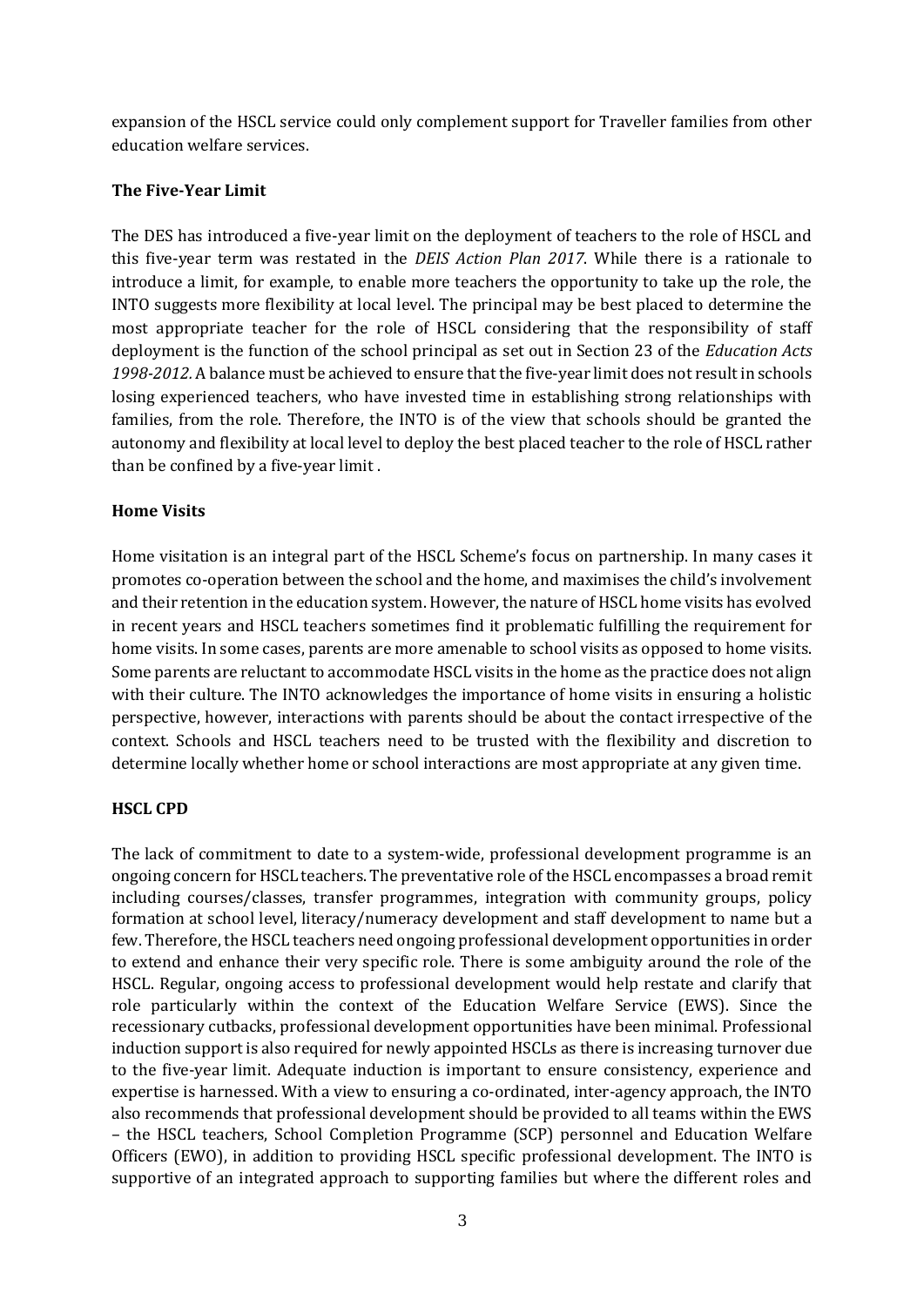expansion of the HSCL service could only complement support for Traveller families from other education welfare services.

**The Five-Year Limit**

The DES has introduced a five-year limit on the deployment of teachers to the role of HSCL and this five-year term was restated in the *DEIS Action Plan 2017*. While there is a rationale to introduce a limit, for example, to enable more teachers the opportunity to take up the role, the INTO suggests more flexibility at local level. The principal may be best placed to determine the most appropriate teacher for the role of HSCL considering that the responsibility of staff deployment is the function of the school principal as set out in Section 23 of the *Education Acts 1998-2012.* A balance must be achieved to ensure that the five-year limit does not result in schools losing experienced teachers, who have invested time in establishing strong relationships with families, from the role. Therefore, the INTO is of the view that schools should be granted the autonomy and flexibility at local level to deploy the best placed teacher to the role of HSCL rather than be confined by a five-year limit .

**Home Visits**

Home visitation is an integral part of the HSCL Scheme's focus on partnership. In many cases it promotes co-operation between the school and the home, and maximises the child's involvement and their retention in the education system. However, the nature of HSCL home visits has evolved in recent years and HSCL teachers sometimes find it problematic fulfilling the requirement for home visits. In some cases, parents are more amenable to school visits as opposed to home visits. Some parents are reluctant to accommodate HSCL visits in the home as the practice does not align with their culture. The INTO acknowledges the importance of home visits in ensuring a holistic perspective, however, interactions with parents should be about the contact irrespective of the context. Schools and HSCL teachers need to be trusted with the flexibility and discretion to determine locally whether home or school interactions are most appropriate at any given time.

**HSCL CPD**

The lack of commitment to date to a system-wide, professional development programme is an ongoing concern for HSCL teachers. The preventative role of the HSCL encompasses a broad remit including courses/classes, transfer programmes, integration with community groups, policy formation at school level, literacy/numeracy development and staff development to name but a few. Therefore, the HSCL teachers need ongoing professional development opportunities in order to extend and enhance their very specific role. There is some ambiguity around the role of the HSCL. Regular, ongoing access to professional development would help restate and clarify that role particularly within the context of the Education Welfare Service (EWS). Since the recessionary cutbacks, professional development opportunities have been minimal. Professional induction support is also required for newly appointed HSCLs as there is increasing turnover due to the five-year limit. Adequate induction is important to ensure consistency, experience and expertise is harnessed. With a view to ensuring a co-ordinated, inter-agency approach, the INTO also recommends that professional development should be provided to all teams within the EWS – the HSCL teachers, School Completion Programme (SCP) personnel and Education Welfare Officers (EWO), in addition to providing HSCL specific professional development. The INTO is supportive of an integrated approach to supporting families but where the different roles and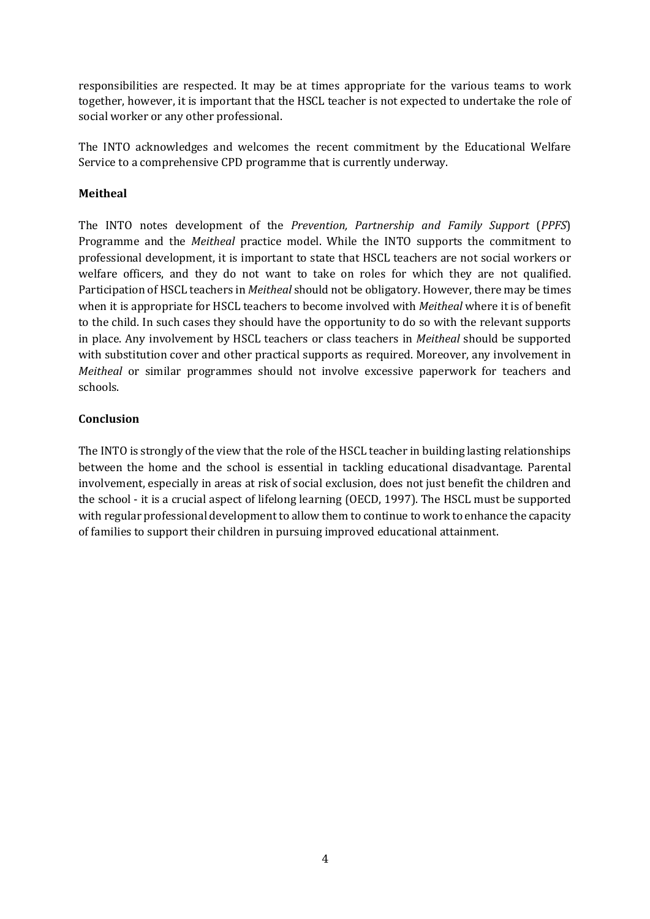responsibilities are respected. It may be at times appropriate for the various teams to work together, however, it is important that the HSCL teacher is not expected to undertake the role of social worker or any other professional.

The INTO acknowledges and welcomes the recent commitment by the Educational Welfare Service to a comprehensive CPD programme that is currently underway.

**Meitheal**

The INTO notes development of the *Prevention, Partnership and Family Support* (*PPFS*) Programme and the *Meitheal* practice model. While the INTO supports the commitment to professional development, it is important to state that HSCL teachers are not social workers or welfare officers, and they do not want to take on roles for which they are not qualified. Participation of HSCL teachers in *Meitheal* should not be obligatory. However, there may be times when it is appropriate for HSCL teachers to become involved with *Meitheal* where it is of benefit to the child. In such cases they should have the opportunity to do so with the relevant supports in place. Any involvement by HSCL teachers or class teachers in *Meitheal* should be supported with substitution cover and other practical supports as required. Moreover, any involvement in *Meitheal* or similar programmes should not involve excessive paperwork for teachers and schools.

**Conclusion**

The INTO is strongly of the view that the role of the HSCL teacher in building lasting relationships between the home and the school is essential in tackling educational disadvantage. Parental involvement, especially in areas at risk of social exclusion, does not just benefit the children and the school - it is a crucial aspect of lifelong learning (OECD, 1997). The HSCL must be supported with regular professional development to allow them to continue to work to enhance the capacity of families to support their children in pursuing improved educational attainment.